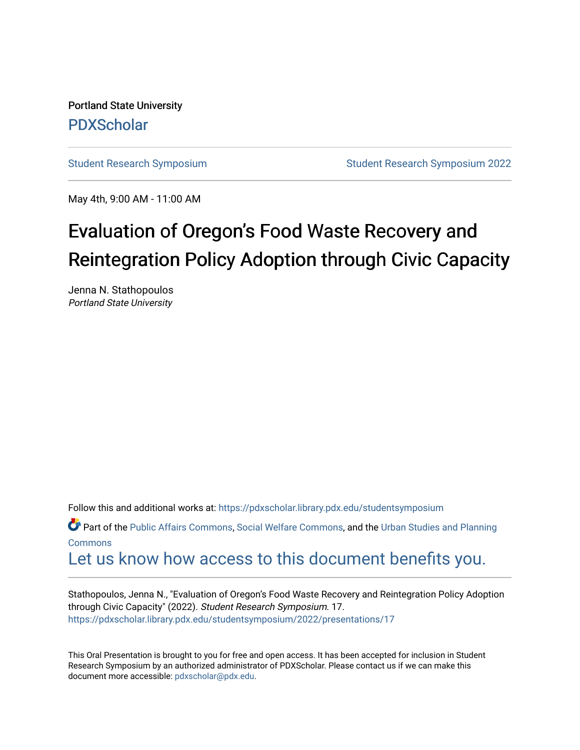Portland State University

PDXScholar

Student Research Symposium | Student Research Symposium 2022

May 4th, 9:00 AM - 11:00 AM

# Evaluation of Oregon's Food Waste Recovery and Reintegration Policy Adoption through Civic Capacity

Jenna N. Stathopoulos
*Portland State University*

Follow this and additional works at: https://pdxscholar.library.pdx.edu/studentsymposium

Part of the Public Affairs Commons, Social Welfare Commons, and the Urban Studies and Planning Commons

Let us know how access to this document benefits you.

Stathopoulos, Jenna N., "Evaluation of Oregon's Food Waste Recovery and Reintegration Policy Adoption through Civic Capacity" (2022). *Student Research Symposium.* 17.
https://pdxscholar.library.pdx.edu/studentsymposium/2022/presentations/17

This Oral Presentation is brought to you for free and open access. It has been accepted for inclusion in Student Research Symposium by an authorized administrator of PDXScholar. Please contact us if we can make this document more accessible: pdxscholar@pdx.edu.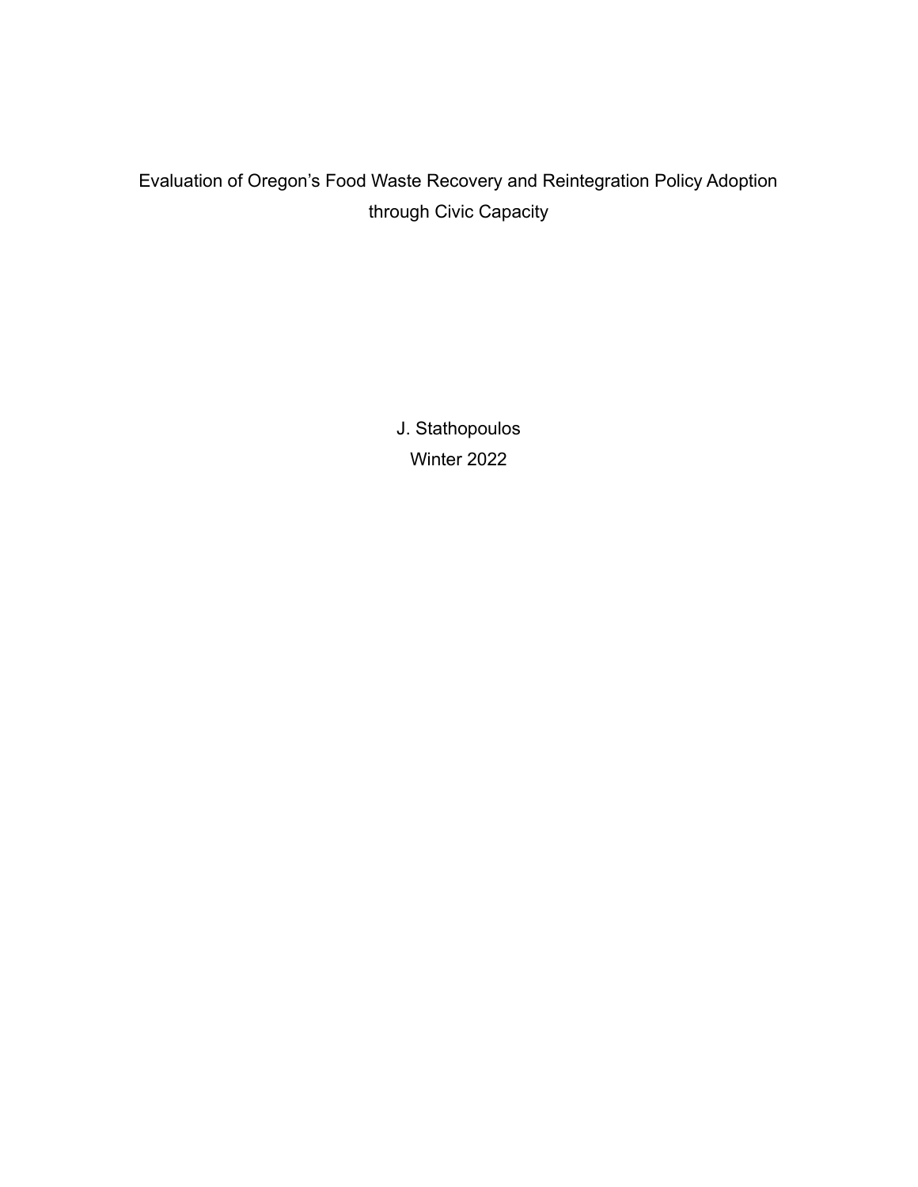# Evaluation of Oregon's Food Waste Recovery and Reintegration Policy Adoption through Civic Capacity

J. Stathopoulos

Winter 2022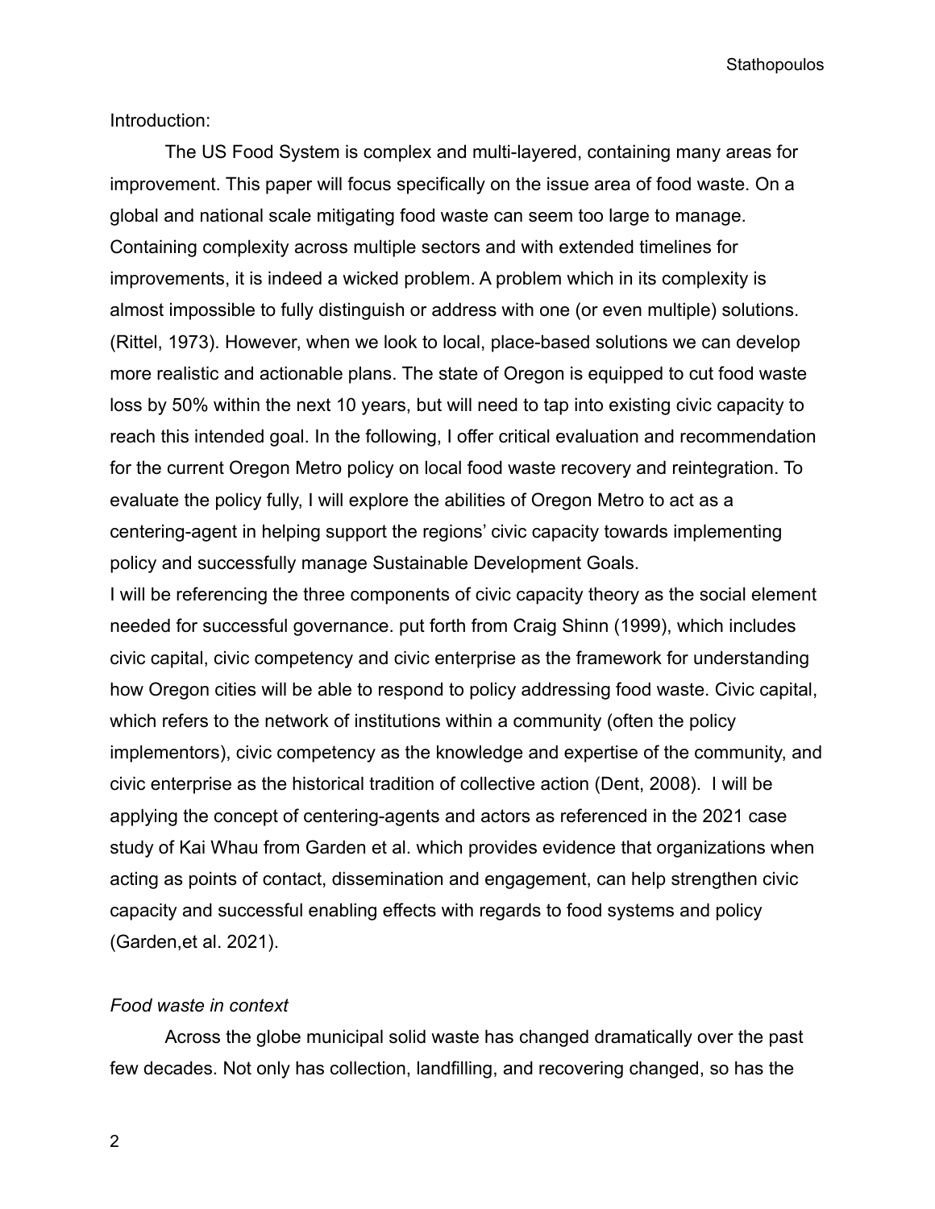Introduction:

The US Food System is complex and multi-layered, containing many areas for improvement. This paper will focus specifically on the issue area of food waste. On a global and national scale mitigating food waste can seem too large to manage. Containing complexity across multiple sectors and with extended timelines for improvements, it is indeed a wicked problem. A problem which in its complexity is almost impossible to fully distinguish or address with one (or even multiple) solutions. (Rittel, 1973). However, when we look to local, place-based solutions we can develop more realistic and actionable plans. The state of Oregon is equipped to cut food waste loss by 50% within the next 10 years, but will need to tap into existing civic capacity to reach this intended goal. In the following, I offer critical evaluation and recommendation for the current Oregon Metro policy on local food waste recovery and reintegration. To evaluate the policy fully, I will explore the abilities of Oregon Metro to act as a centering-agent in helping support the regions' civic capacity towards implementing policy and successfully manage Sustainable Development Goals.

I will be referencing the three components of civic capacity theory as the social element needed for successful governance. put forth from Craig Shinn (1999), which includes civic capital, civic competency and civic enterprise as the framework for understanding how Oregon cities will be able to respond to policy addressing food waste. Civic capital, which refers to the network of institutions within a community (often the policy implementors), civic competency as the knowledge and expertise of the community, and civic enterprise as the historical tradition of collective action (Dent, 2008). I will be applying the concept of centering-agents and actors as referenced in the 2021 case study of Kai Whau from Garden et al. which provides evidence that organizations when acting as points of contact, dissemination and engagement, can help strengthen civic capacity and successful enabling effects with regards to food systems and policy (Garden,et al. 2021).

*Food waste in context*

Across the globe municipal solid waste has changed dramatically over the past few decades. Not only has collection, landfilling, and recovering changed, so has the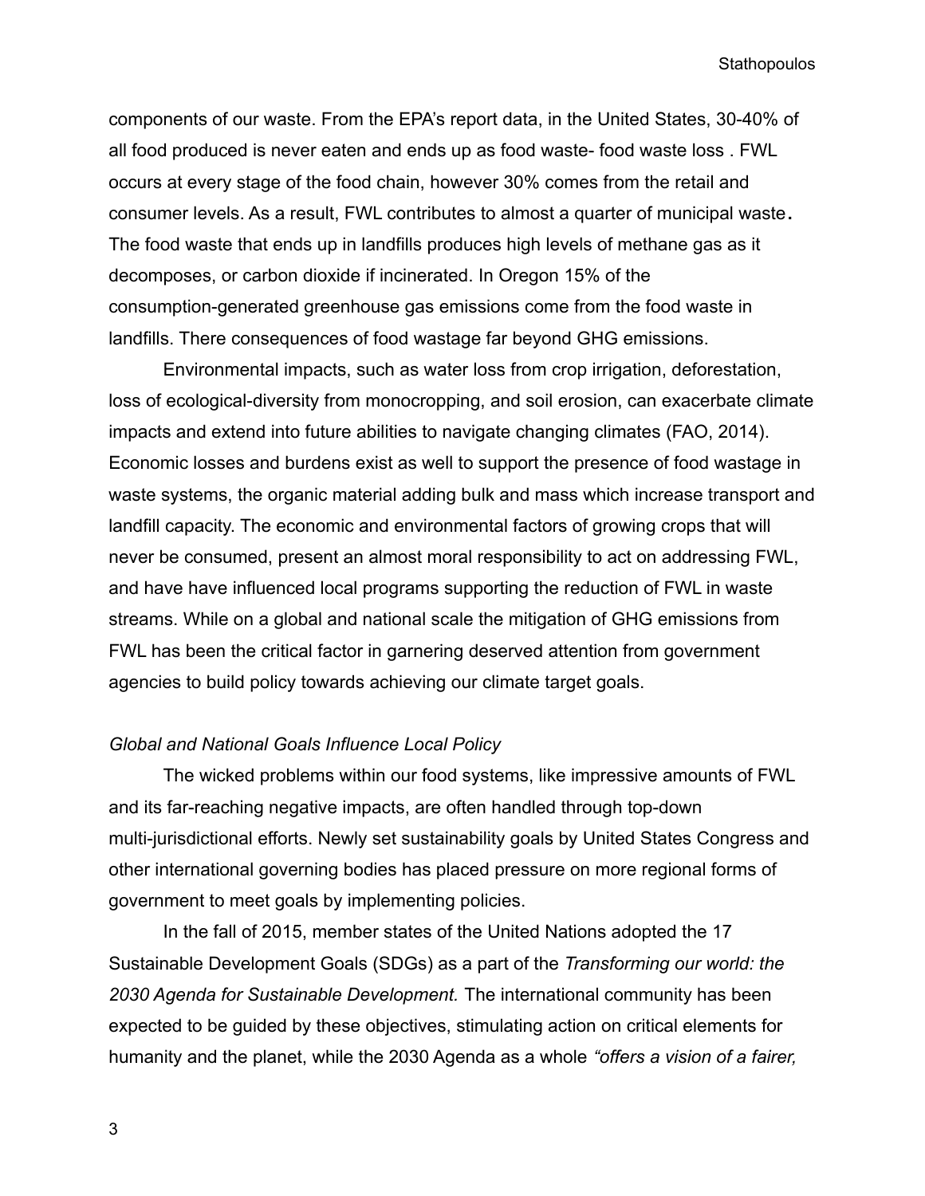components of our waste. From the EPA's report data, in the United States, 30-40% of all food produced is never eaten and ends up as food waste- food waste loss . FWL occurs at every stage of the food chain, however 30% comes from the retail and consumer levels. As a result, FWL contributes to almost a quarter of municipal waste. The food waste that ends up in landfills produces high levels of methane gas as it decomposes, or carbon dioxide if incinerated. In Oregon 15% of the consumption-generated greenhouse gas emissions come from the food waste in landfills. There consequences of food wastage far beyond GHG emissions.

Environmental impacts, such as water loss from crop irrigation, deforestation, loss of ecological-diversity from monocropping, and soil erosion, can exacerbate climate impacts and extend into future abilities to navigate changing climates (FAO, 2014). Economic losses and burdens exist as well to support the presence of food wastage in waste systems, the organic material adding bulk and mass which increase transport and landfill capacity. The economic and environmental factors of growing crops that will never be consumed, present an almost moral responsibility to act on addressing FWL, and have have influenced local programs supporting the reduction of FWL in waste streams. While on a global and national scale the mitigation of GHG emissions from FWL has been the critical factor in garnering deserved attention from government agencies to build policy towards achieving our climate target goals.

*Global and National Goals Influence Local Policy*

The wicked problems within our food systems, like impressive amounts of FWL and its far-reaching negative impacts, are often handled through top-down multi-jurisdictional efforts. Newly set sustainability goals by United States Congress and other international governing bodies has placed pressure on more regional forms of government to meet goals by implementing policies.

In the fall of 2015, member states of the United Nations adopted the 17 Sustainable Development Goals (SDGs) as a part of the *Transforming our world: the 2030 Agenda for Sustainable Development.* The international community has been expected to be guided by these objectives, stimulating action on critical elements for humanity and the planet, while the 2030 Agenda as a whole *"offers a vision of a fairer,*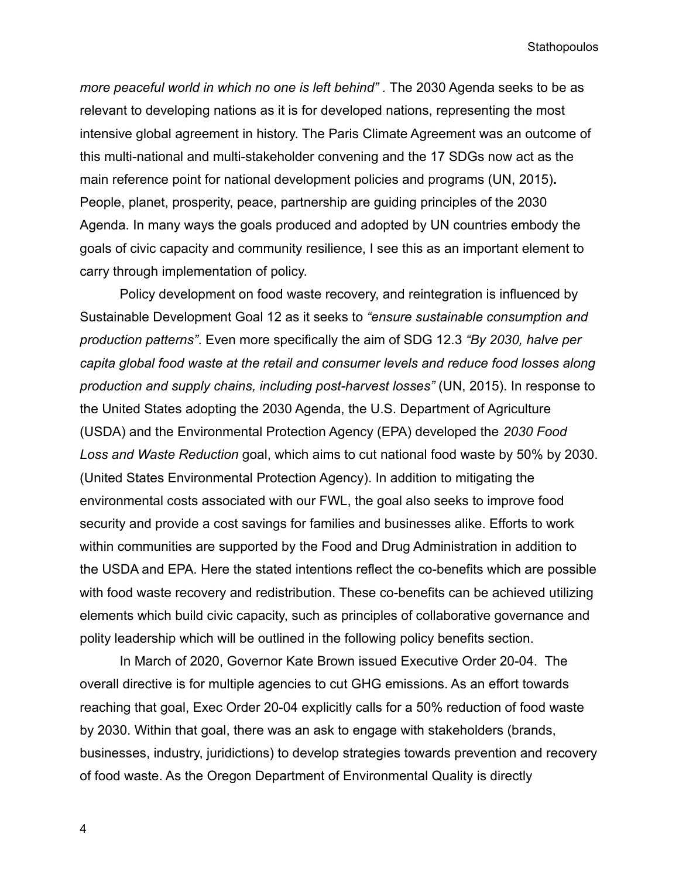*more peaceful world in which no one is left behind"* . The 2030 Agenda seeks to be as relevant to developing nations as it is for developed nations, representing the most intensive global agreement in history. The Paris Climate Agreement was an outcome of this multi-national and multi-stakeholder convening and the 17 SDGs now act as the main reference point for national development policies and programs (UN, 2015)**.** People, planet, prosperity, peace, partnership are guiding principles of the 2030 Agenda. In many ways the goals produced and adopted by UN countries embody the goals of civic capacity and community resilience, I see this as an important element to carry through implementation of policy.

Policy development on food waste recovery, and reintegration is influenced by Sustainable Development Goal 12 as it seeks to *"ensure sustainable consumption and production patterns"*. Even more specifically the aim of SDG 12.3 *"By 2030, halve per capita global food waste at the retail and consumer levels and reduce food losses along production and supply chains, including post-harvest losses"* (UN, 2015). In response to the United States adopting the 2030 Agenda, the U.S. Department of Agriculture (USDA) and the Environmental Protection Agency (EPA) developed the *2030 Food Loss and Waste Reduction* goal, which aims to cut national food waste by 50% by 2030. (United States Environmental Protection Agency). In addition to mitigating the environmental costs associated with our FWL, the goal also seeks to improve food security and provide a cost savings for families and businesses alike. Efforts to work within communities are supported by the Food and Drug Administration in addition to the USDA and EPA. Here the stated intentions reflect the co-benefits which are possible with food waste recovery and redistribution. These co-benefits can be achieved utilizing elements which build civic capacity, such as principles of collaborative governance and polity leadership which will be outlined in the following policy benefits section.

In March of 2020, Governor Kate Brown issued Executive Order 20-04. The overall directive is for multiple agencies to cut GHG emissions. As an effort towards reaching that goal, Exec Order 20-04 explicitly calls for a 50% reduction of food waste by 2030. Within that goal, there was an ask to engage with stakeholders (brands, businesses, industry, juridictions) to develop strategies towards prevention and recovery of food waste. As the Oregon Department of Environmental Quality is directly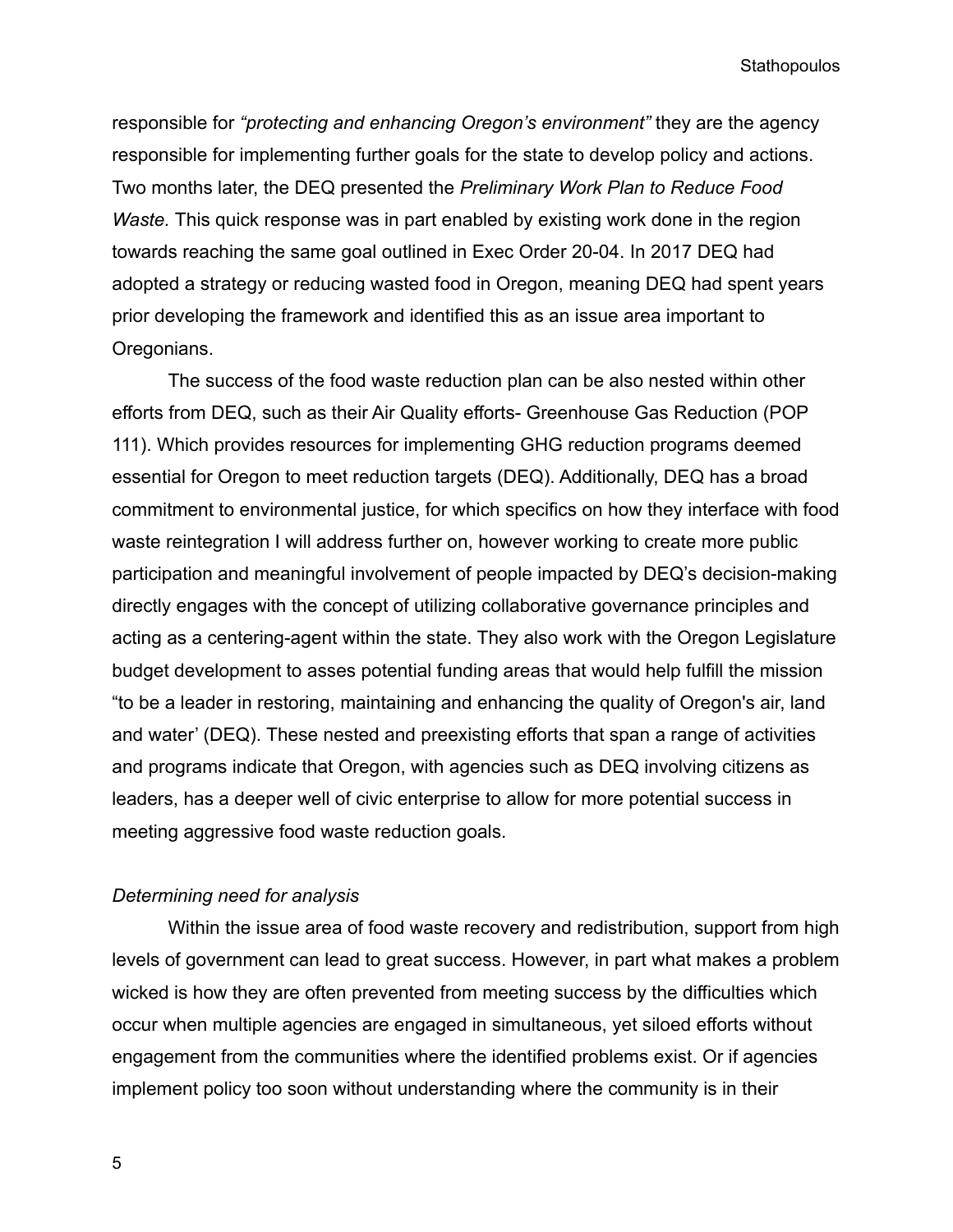responsible for *"protecting and enhancing Oregon's environment"* they are the agency responsible for implementing further goals for the state to develop policy and actions. Two months later, the DEQ presented the *Preliminary Work Plan to Reduce Food Waste.* This quick response was in part enabled by existing work done in the region towards reaching the same goal outlined in Exec Order 20-04. In 2017 DEQ had adopted a strategy or reducing wasted food in Oregon, meaning DEQ had spent years prior developing the framework and identified this as an issue area important to Oregonians.

The success of the food waste reduction plan can be also nested within other efforts from DEQ, such as their Air Quality efforts- Greenhouse Gas Reduction (POP 111). Which provides resources for implementing GHG reduction programs deemed essential for Oregon to meet reduction targets (DEQ). Additionally, DEQ has a broad commitment to environmental justice, for which specifics on how they interface with food waste reintegration I will address further on, however working to create more public participation and meaningful involvement of people impacted by DEQ's decision-making directly engages with the concept of utilizing collaborative governance principles and acting as a centering-agent within the state. They also work with the Oregon Legislature budget development to asses potential funding areas that would help fulfill the mission "to be a leader in restoring, maintaining and enhancing the quality of Oregon's air, land and water' (DEQ). These nested and preexisting efforts that span a range of activities and programs indicate that Oregon, with agencies such as DEQ involving citizens as leaders, has a deeper well of civic enterprise to allow for more potential success in meeting aggressive food waste reduction goals.

*Determining need for analysis*

Within the issue area of food waste recovery and redistribution, support from high levels of government can lead to great success. However, in part what makes a problem wicked is how they are often prevented from meeting success by the difficulties which occur when multiple agencies are engaged in simultaneous, yet siloed efforts without engagement from the communities where the identified problems exist. Or if agencies implement policy too soon without understanding where the community is in their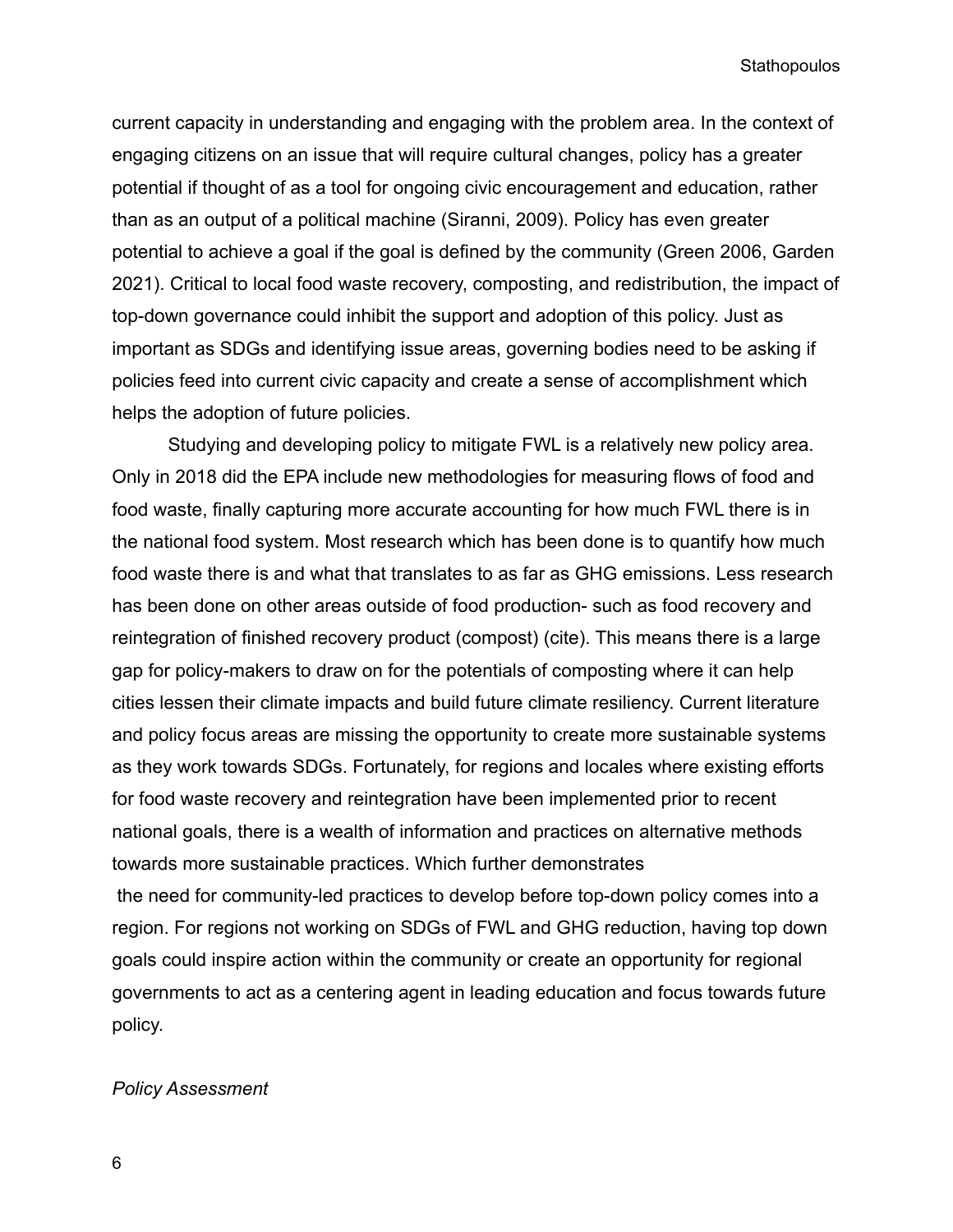current capacity in understanding and engaging with the problem area. In the context of engaging citizens on an issue that will require cultural changes, policy has a greater potential if thought of as a tool for ongoing civic encouragement and education, rather than as an output of a political machine (Siranni, 2009). Policy has even greater potential to achieve a goal if the goal is defined by the community (Green 2006, Garden 2021). Critical to local food waste recovery, composting, and redistribution, the impact of top-down governance could inhibit the support and adoption of this policy. Just as important as SDGs and identifying issue areas, governing bodies need to be asking if policies feed into current civic capacity and create a sense of accomplishment which helps the adoption of future policies.

Studying and developing policy to mitigate FWL is a relatively new policy area. Only in 2018 did the EPA include new methodologies for measuring flows of food and food waste, finally capturing more accurate accounting for how much FWL there is in the national food system. Most research which has been done is to quantify how much food waste there is and what that translates to as far as GHG emissions. Less research has been done on other areas outside of food production- such as food recovery and reintegration of finished recovery product (compost) (cite). This means there is a large gap for policy-makers to draw on for the potentials of composting where it can help cities lessen their climate impacts and build future climate resiliency. Current literature and policy focus areas are missing the opportunity to create more sustainable systems as they work towards SDGs. Fortunately, for regions and locales where existing efforts for food waste recovery and reintegration have been implemented prior to recent national goals, there is a wealth of information and practices on alternative methods towards more sustainable practices. Which further demonstrates the need for community-led practices to develop before top-down policy comes into a region. For regions not working on SDGs of FWL and GHG reduction, having top down goals could inspire action within the community or create an opportunity for regional governments to act as a centering agent in leading education and focus towards future policy.

*Policy Assessment*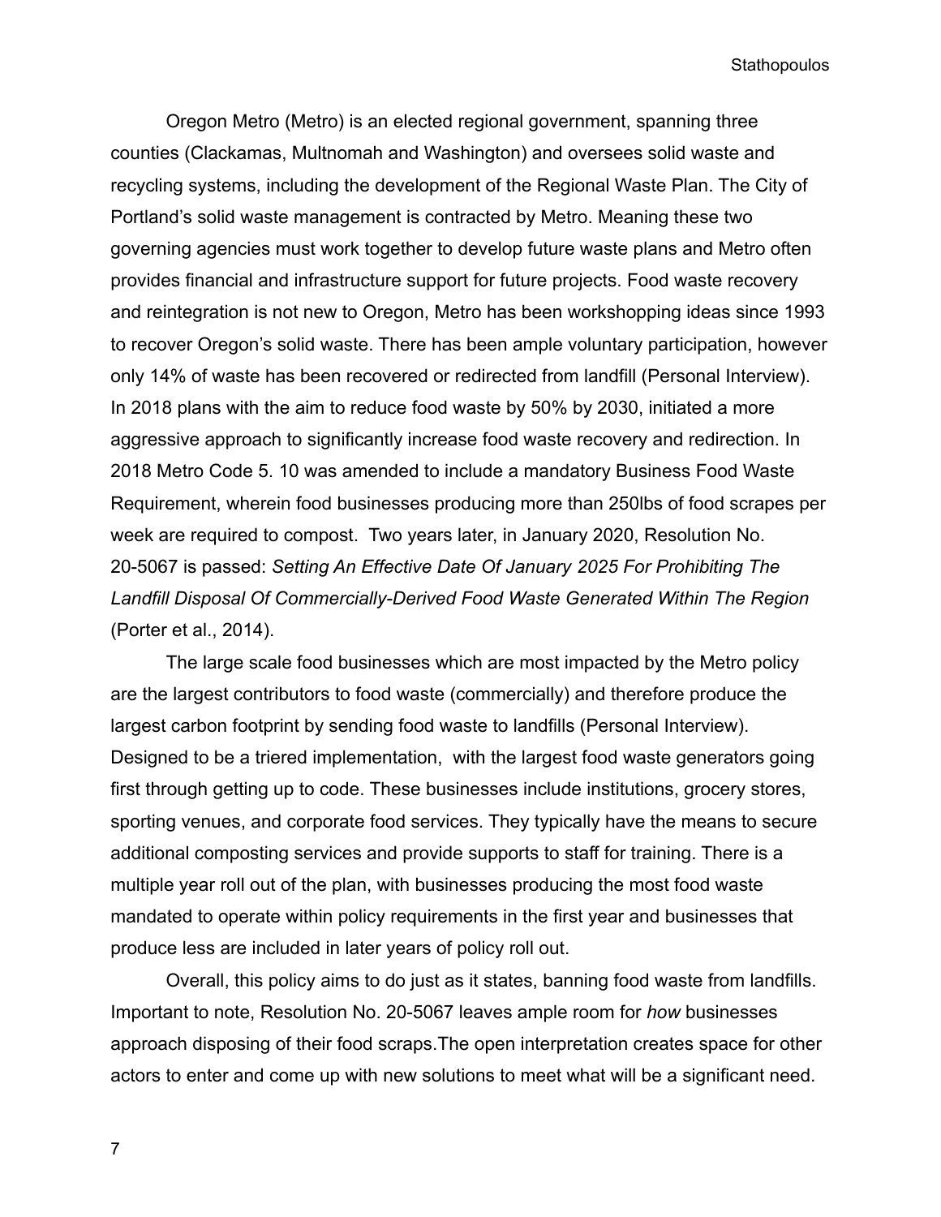Oregon Metro (Metro) is an elected regional government, spanning three counties (Clackamas, Multnomah and Washington) and oversees solid waste and recycling systems, including the development of the Regional Waste Plan. The City of Portland's solid waste management is contracted by Metro. Meaning these two governing agencies must work together to develop future waste plans and Metro often provides financial and infrastructure support for future projects. Food waste recovery and reintegration is not new to Oregon, Metro has been workshopping ideas since 1993 to recover Oregon's solid waste. There has been ample voluntary participation, however only 14% of waste has been recovered or redirected from landfill (Personal Interview). In 2018 plans with the aim to reduce food waste by 50% by 2030, initiated a more aggressive approach to significantly increase food waste recovery and redirection. In 2018 Metro Code 5. 10 was amended to include a mandatory Business Food Waste Requirement, wherein food businesses producing more than 250lbs of food scrapes per week are required to compost. Two years later, in January 2020, Resolution No. 20-5067 is passed: *Setting An Effective Date Of January 2025 For Prohibiting The Landfill Disposal Of Commercially-Derived Food Waste Generated Within The Region* (Porter et al., 2014).

The large scale food businesses which are most impacted by the Metro policy are the largest contributors to food waste (commercially) and therefore produce the largest carbon footprint by sending food waste to landfills (Personal Interview). Designed to be a triered implementation, with the largest food waste generators going first through getting up to code. These businesses include institutions, grocery stores, sporting venues, and corporate food services. They typically have the means to secure additional composting services and provide supports to staff for training. There is a multiple year roll out of the plan, with businesses producing the most food waste mandated to operate within policy requirements in the first year and businesses that produce less are included in later years of policy roll out.

Overall, this policy aims to do just as it states, banning food waste from landfills. Important to note, Resolution No. 20-5067 leaves ample room for *how* businesses approach disposing of their food scraps.The open interpretation creates space for other actors to enter and come up with new solutions to meet what will be a significant need.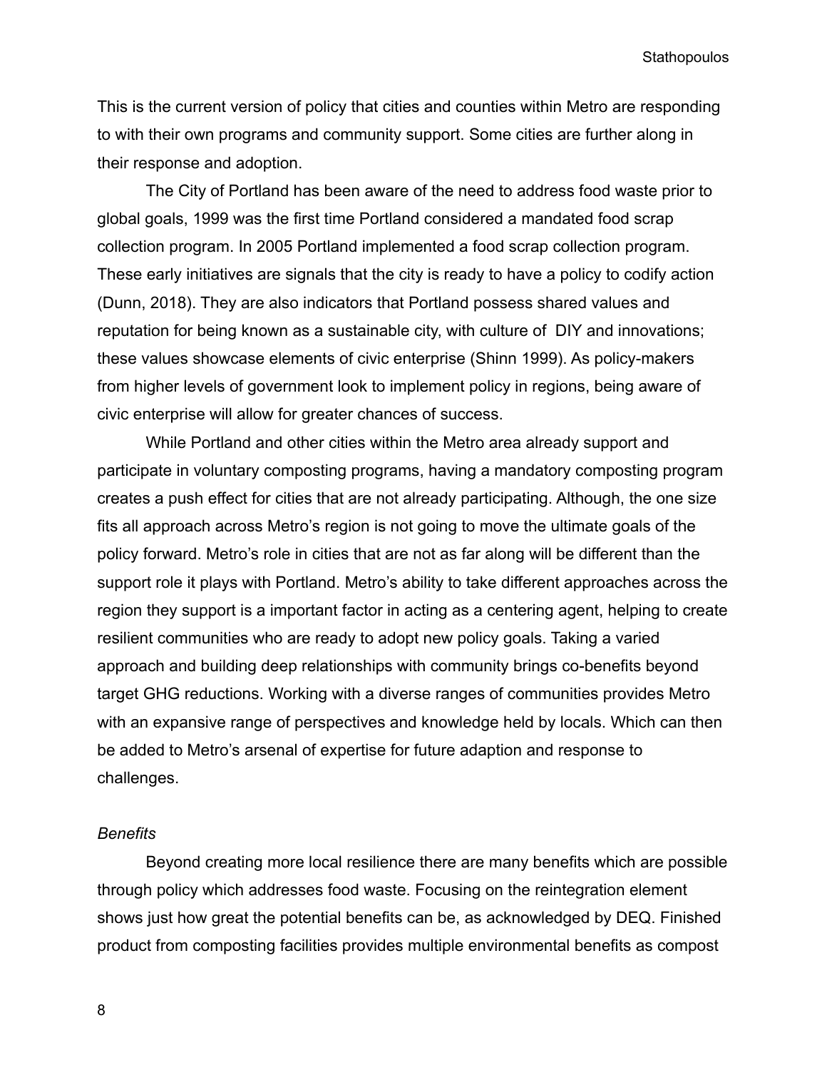This is the current version of policy that cities and counties within Metro are responding to with their own programs and community support. Some cities are further along in their response and adoption.

The City of Portland has been aware of the need to address food waste prior to global goals, 1999 was the first time Portland considered a mandated food scrap collection program. In 2005 Portland implemented a food scrap collection program. These early initiatives are signals that the city is ready to have a policy to codify action (Dunn, 2018). They are also indicators that Portland possess shared values and reputation for being known as a sustainable city, with culture of DIY and innovations; these values showcase elements of civic enterprise (Shinn 1999). As policy-makers from higher levels of government look to implement policy in regions, being aware of civic enterprise will allow for greater chances of success.

While Portland and other cities within the Metro area already support and participate in voluntary composting programs, having a mandatory composting program creates a push effect for cities that are not already participating. Although, the one size fits all approach across Metro's region is not going to move the ultimate goals of the policy forward. Metro's role in cities that are not as far along will be different than the support role it plays with Portland. Metro's ability to take different approaches across the region they support is a important factor in acting as a centering agent, helping to create resilient communities who are ready to adopt new policy goals. Taking a varied approach and building deep relationships with community brings co-benefits beyond target GHG reductions. Working with a diverse ranges of communities provides Metro with an expansive range of perspectives and knowledge held by locals. Which can then be added to Metro's arsenal of expertise for future adaption and response to challenges.

*Benefits*

Beyond creating more local resilience there are many benefits which are possible through policy which addresses food waste. Focusing on the reintegration element shows just how great the potential benefits can be, as acknowledged by DEQ. Finished product from composting facilities provides multiple environmental benefits as compost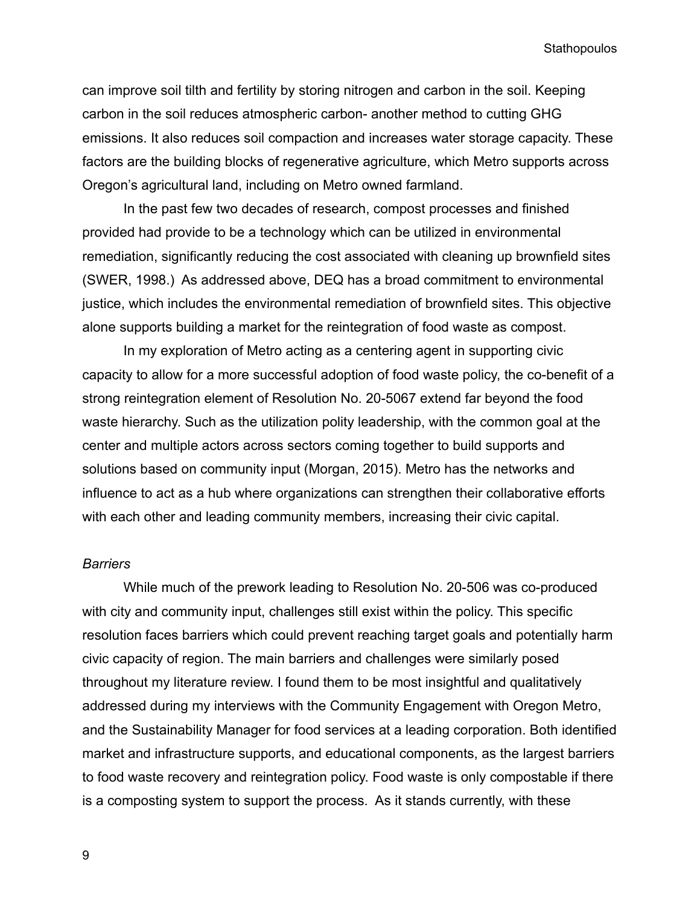can improve soil tilth and fertility by storing nitrogen and carbon in the soil. Keeping carbon in the soil reduces atmospheric carbon- another method to cutting GHG emissions. It also reduces soil compaction and increases water storage capacity. These factors are the building blocks of regenerative agriculture, which Metro supports across Oregon's agricultural land, including on Metro owned farmland.

In the past few two decades of research, compost processes and finished provided had provide to be a technology which can be utilized in environmental remediation, significantly reducing the cost associated with cleaning up brownfield sites (SWER, 1998.) As addressed above, DEQ has a broad commitment to environmental justice, which includes the environmental remediation of brownfield sites. This objective alone supports building a market for the reintegration of food waste as compost.

In my exploration of Metro acting as a centering agent in supporting civic capacity to allow for a more successful adoption of food waste policy, the co-benefit of a strong reintegration element of Resolution No. 20-5067 extend far beyond the food waste hierarchy. Such as the utilization polity leadership, with the common goal at the center and multiple actors across sectors coming together to build supports and solutions based on community input (Morgan, 2015). Metro has the networks and influence to act as a hub where organizations can strengthen their collaborative efforts with each other and leading community members, increasing their civic capital.

*Barriers*

While much of the prework leading to Resolution No. 20-506 was co-produced with city and community input, challenges still exist within the policy. This specific resolution faces barriers which could prevent reaching target goals and potentially harm civic capacity of region. The main barriers and challenges were similarly posed throughout my literature review. I found them to be most insightful and qualitatively addressed during my interviews with the Community Engagement with Oregon Metro, and the Sustainability Manager for food services at a leading corporation. Both identified market and infrastructure supports, and educational components, as the largest barriers to food waste recovery and reintegration policy. Food waste is only compostable if there is a composting system to support the process. As it stands currently, with these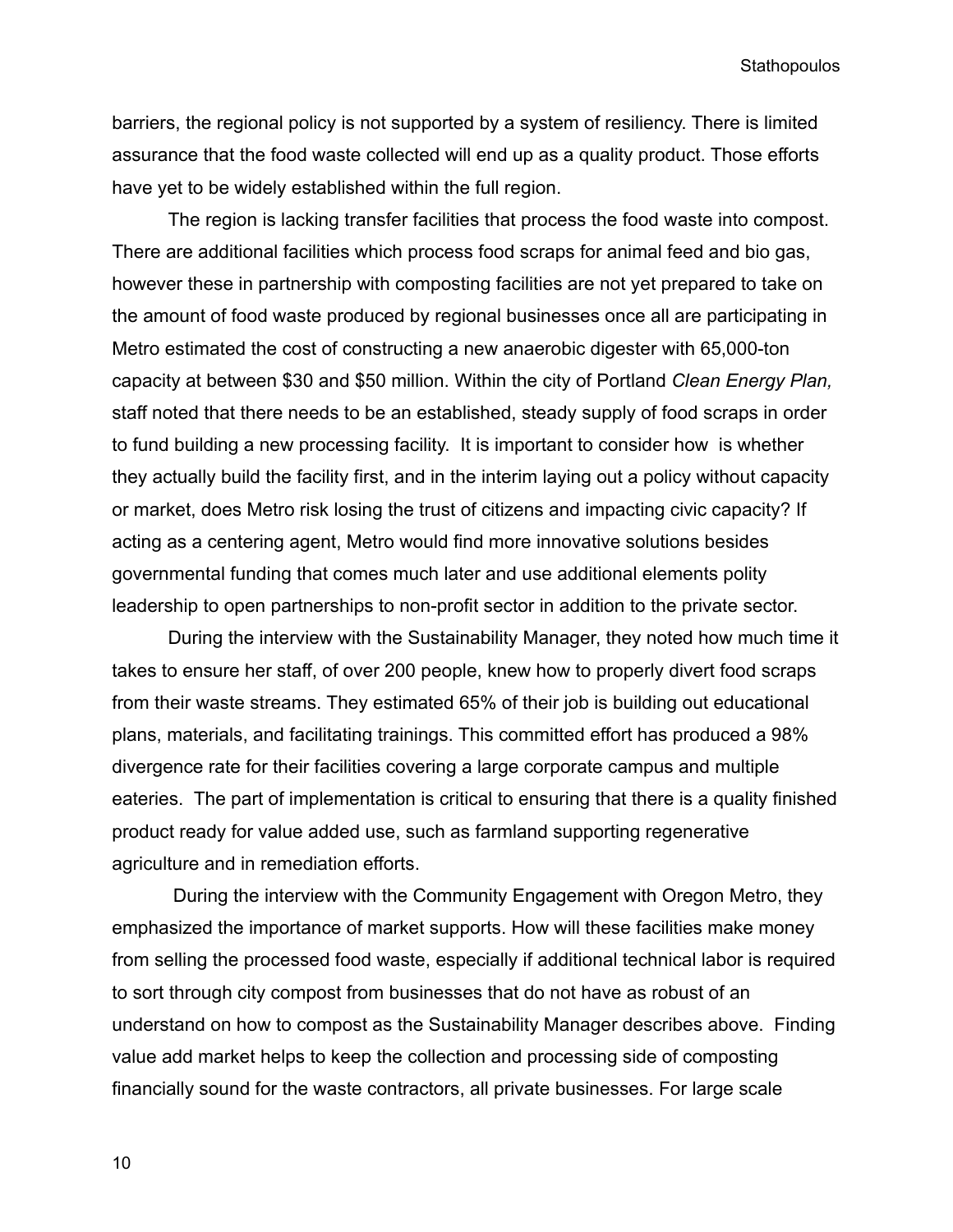barriers, the regional policy is not supported by a system of resiliency. There is limited assurance that the food waste collected will end up as a quality product. Those efforts have yet to be widely established within the full region.

The region is lacking transfer facilities that process the food waste into compost. There are additional facilities which process food scraps for animal feed and bio gas, however these in partnership with composting facilities are not yet prepared to take on the amount of food waste produced by regional businesses once all are participating in Metro estimated the cost of constructing a new anaerobic digester with 65,000-ton capacity at between $30 and $50 million. Within the city of Portland *Clean Energy Plan,* staff noted that there needs to be an established, steady supply of food scraps in order to fund building a new processing facility. It is important to consider how is whether they actually build the facility first, and in the interim laying out a policy without capacity or market, does Metro risk losing the trust of citizens and impacting civic capacity? If acting as a centering agent, Metro would find more innovative solutions besides governmental funding that comes much later and use additional elements polity leadership to open partnerships to non-profit sector in addition to the private sector.

During the interview with the Sustainability Manager, they noted how much time it takes to ensure her staff, of over 200 people, knew how to properly divert food scraps from their waste streams. They estimated 65% of their job is building out educational plans, materials, and facilitating trainings. This committed effort has produced a 98% divergence rate for their facilities covering a large corporate campus and multiple eateries. The part of implementation is critical to ensuring that there is a quality finished product ready for value added use, such as farmland supporting regenerative agriculture and in remediation efforts.

During the interview with the Community Engagement with Oregon Metro, they emphasized the importance of market supports. How will these facilities make money from selling the processed food waste, especially if additional technical labor is required to sort through city compost from businesses that do not have as robust of an understand on how to compost as the Sustainability Manager describes above. Finding value add market helps to keep the collection and processing side of composting financially sound for the waste contractors, all private businesses. For large scale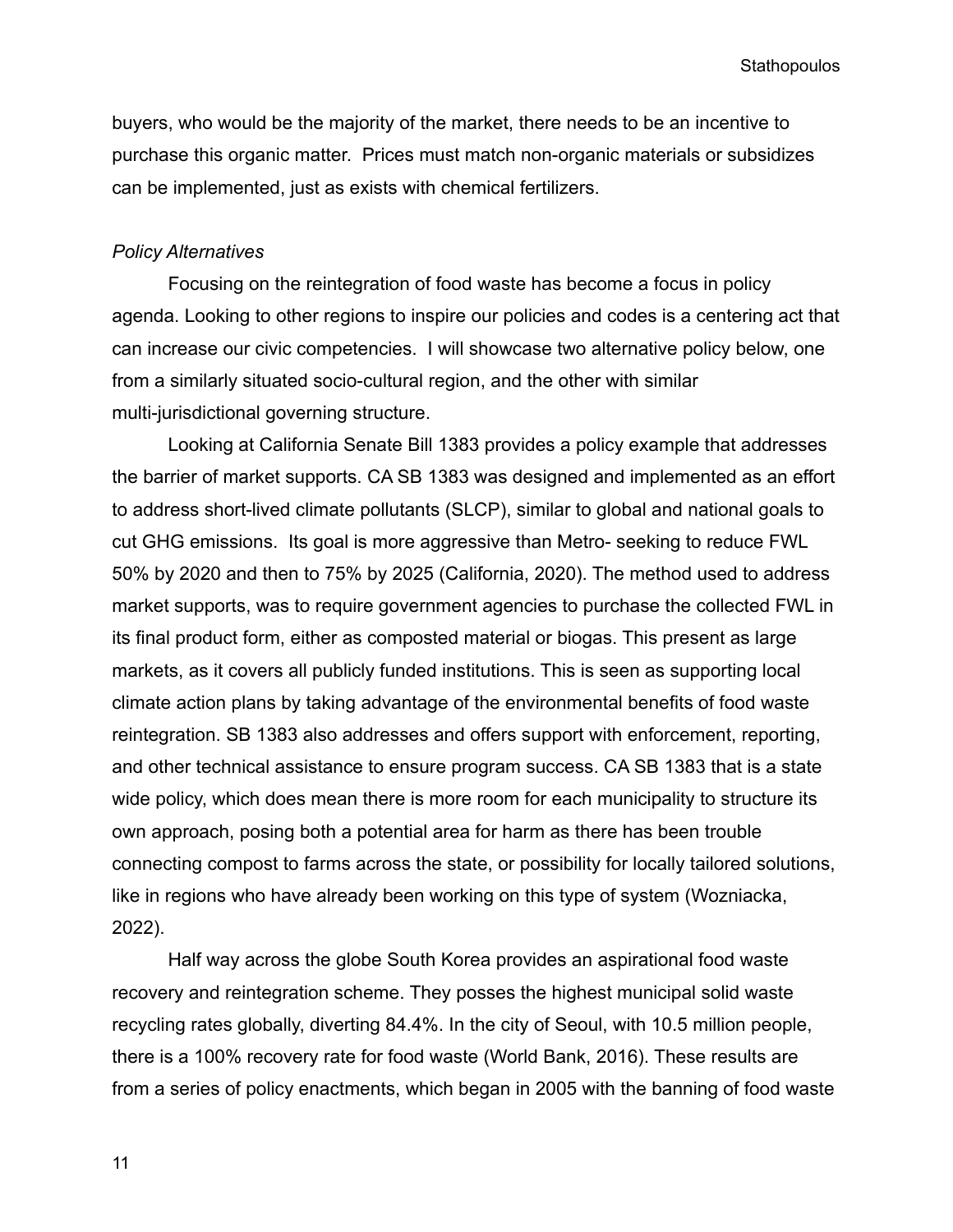buyers, who would be the majority of the market, there needs to be an incentive to purchase this organic matter. Prices must match non-organic materials or subsidizes can be implemented, just as exists with chemical fertilizers.

*Policy Alternatives*

Focusing on the reintegration of food waste has become a focus in policy agenda. Looking to other regions to inspire our policies and codes is a centering act that can increase our civic competencies. I will showcase two alternative policy below, one from a similarly situated socio-cultural region, and the other with similar multi-jurisdictional governing structure.

Looking at California Senate Bill 1383 provides a policy example that addresses the barrier of market supports. CA SB 1383 was designed and implemented as an effort to address short-lived climate pollutants (SLCP), similar to global and national goals to cut GHG emissions. Its goal is more aggressive than Metro- seeking to reduce FWL 50% by 2020 and then to 75% by 2025 (California, 2020). The method used to address market supports, was to require government agencies to purchase the collected FWL in its final product form, either as composted material or biogas. This present as large markets, as it covers all publicly funded institutions. This is seen as supporting local climate action plans by taking advantage of the environmental benefits of food waste reintegration. SB 1383 also addresses and offers support with enforcement, reporting, and other technical assistance to ensure program success. CA SB 1383 that is a state wide policy, which does mean there is more room for each municipality to structure its own approach, posing both a potential area for harm as there has been trouble connecting compost to farms across the state, or possibility for locally tailored solutions, like in regions who have already been working on this type of system (Wozniacka, 2022).

Half way across the globe South Korea provides an aspirational food waste recovery and reintegration scheme. They posses the highest municipal solid waste recycling rates globally, diverting 84.4%. In the city of Seoul, with 10.5 million people, there is a 100% recovery rate for food waste (World Bank, 2016). These results are from a series of policy enactments, which began in 2005 with the banning of food waste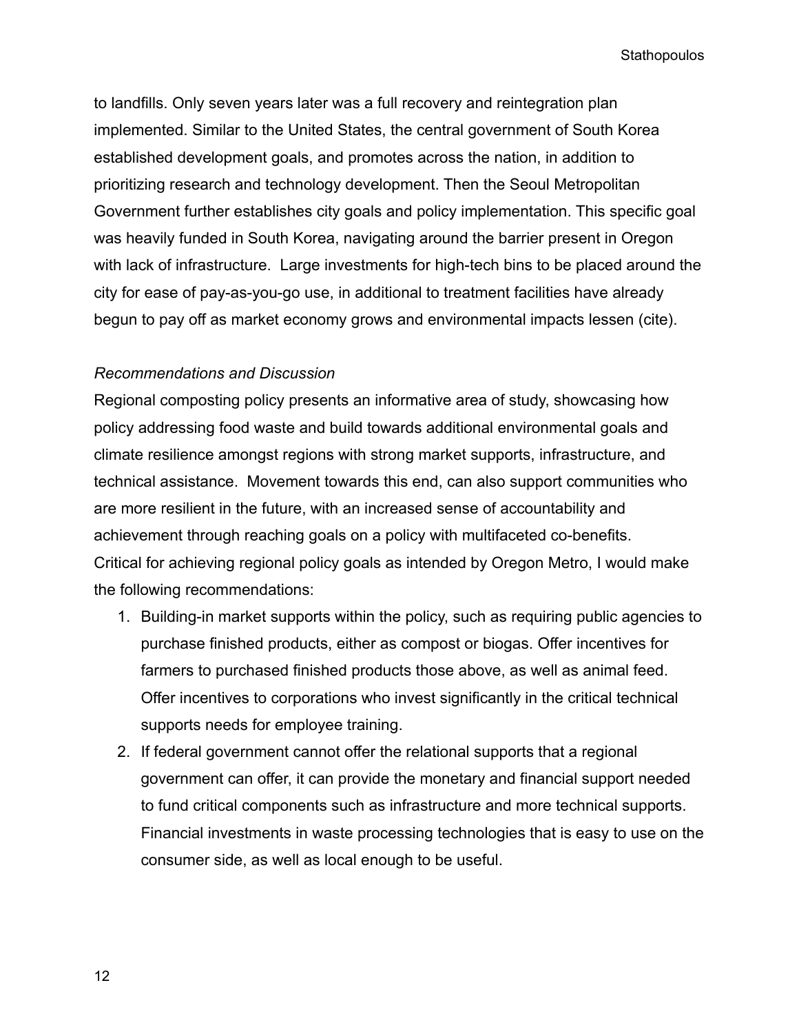to landfills. Only seven years later was a full recovery and reintegration plan implemented. Similar to the United States, the central government of South Korea established development goals, and promotes across the nation, in addition to prioritizing research and technology development. Then the Seoul Metropolitan Government further establishes city goals and policy implementation. This specific goal was heavily funded in South Korea, navigating around the barrier present in Oregon with lack of infrastructure.  Large investments for high-tech bins to be placed around the city for ease of pay-as-you-go use, in additional to treatment facilities have already begun to pay off as market economy grows and environmental impacts lessen (cite).

*Recommendations and Discussion*

Regional composting policy presents an informative area of study, showcasing how policy addressing food waste and build towards additional environmental goals and climate resilience amongst regions with strong market supports, infrastructure, and technical assistance.  Movement towards this end, can also support communities who are more resilient in the future, with an increased sense of accountability and achievement through reaching goals on a policy with multifaceted co-benefits. Critical for achieving regional policy goals as intended by Oregon Metro, I would make the following recommendations:

1. Building-in market supports within the policy, such as requiring public agencies to purchase finished products, either as compost or biogas. Offer incentives for farmers to purchased finished products those above, as well as animal feed. Offer incentives to corporations who invest significantly in the critical technical supports needs for employee training.
2. If federal government cannot offer the relational supports that a regional government can offer, it can provide the monetary and financial support needed to fund critical components such as infrastructure and more technical supports. Financial investments in waste processing technologies that is easy to use on the consumer side, as well as local enough to be useful.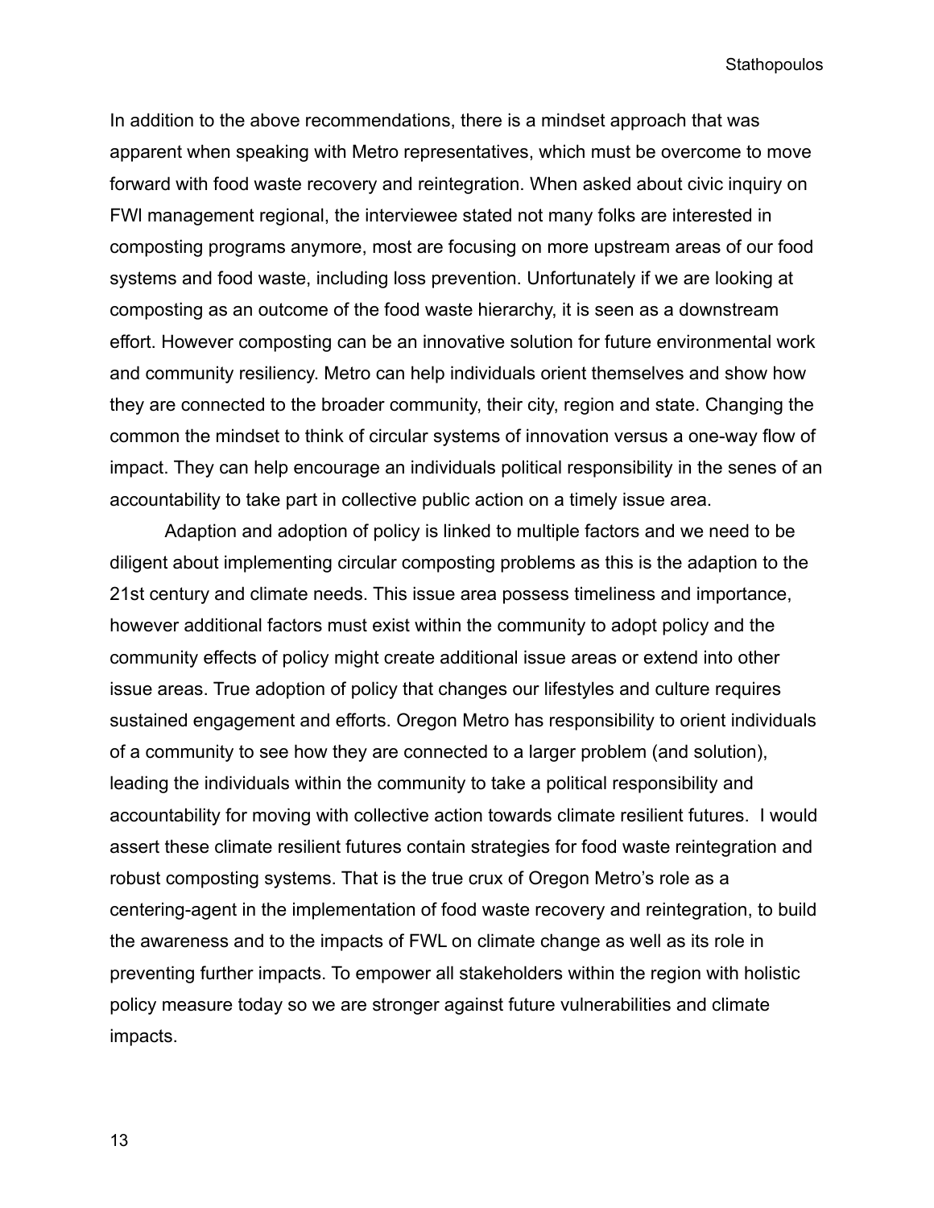In addition to the above recommendations, there is a mindset approach that was apparent when speaking with Metro representatives, which must be overcome to move forward with food waste recovery and reintegration. When asked about civic inquiry on FWI management regional, the interviewee stated not many folks are interested in composting programs anymore, most are focusing on more upstream areas of our food systems and food waste, including loss prevention. Unfortunately if we are looking at composting as an outcome of the food waste hierarchy, it is seen as a downstream effort. However composting can be an innovative solution for future environmental work and community resiliency. Metro can help individuals orient themselves and show how they are connected to the broader community, their city, region and state. Changing the common the mindset to think of circular systems of innovation versus a one-way flow of impact. They can help encourage an individuals political responsibility in the senes of an accountability to take part in collective public action on a timely issue area.

Adaption and adoption of policy is linked to multiple factors and we need to be diligent about implementing circular composting problems as this is the adaption to the 21st century and climate needs. This issue area possess timeliness and importance, however additional factors must exist within the community to adopt policy and the community effects of policy might create additional issue areas or extend into other issue areas. True adoption of policy that changes our lifestyles and culture requires sustained engagement and efforts. Oregon Metro has responsibility to orient individuals of a community to see how they are connected to a larger problem (and solution), leading the individuals within the community to take a political responsibility and accountability for moving with collective action towards climate resilient futures. I would assert these climate resilient futures contain strategies for food waste reintegration and robust composting systems. That is the true crux of Oregon Metro's role as a centering-agent in the implementation of food waste recovery and reintegration, to build the awareness and to the impacts of FWL on climate change as well as its role in preventing further impacts. To empower all stakeholders within the region with holistic policy measure today so we are stronger against future vulnerabilities and climate impacts.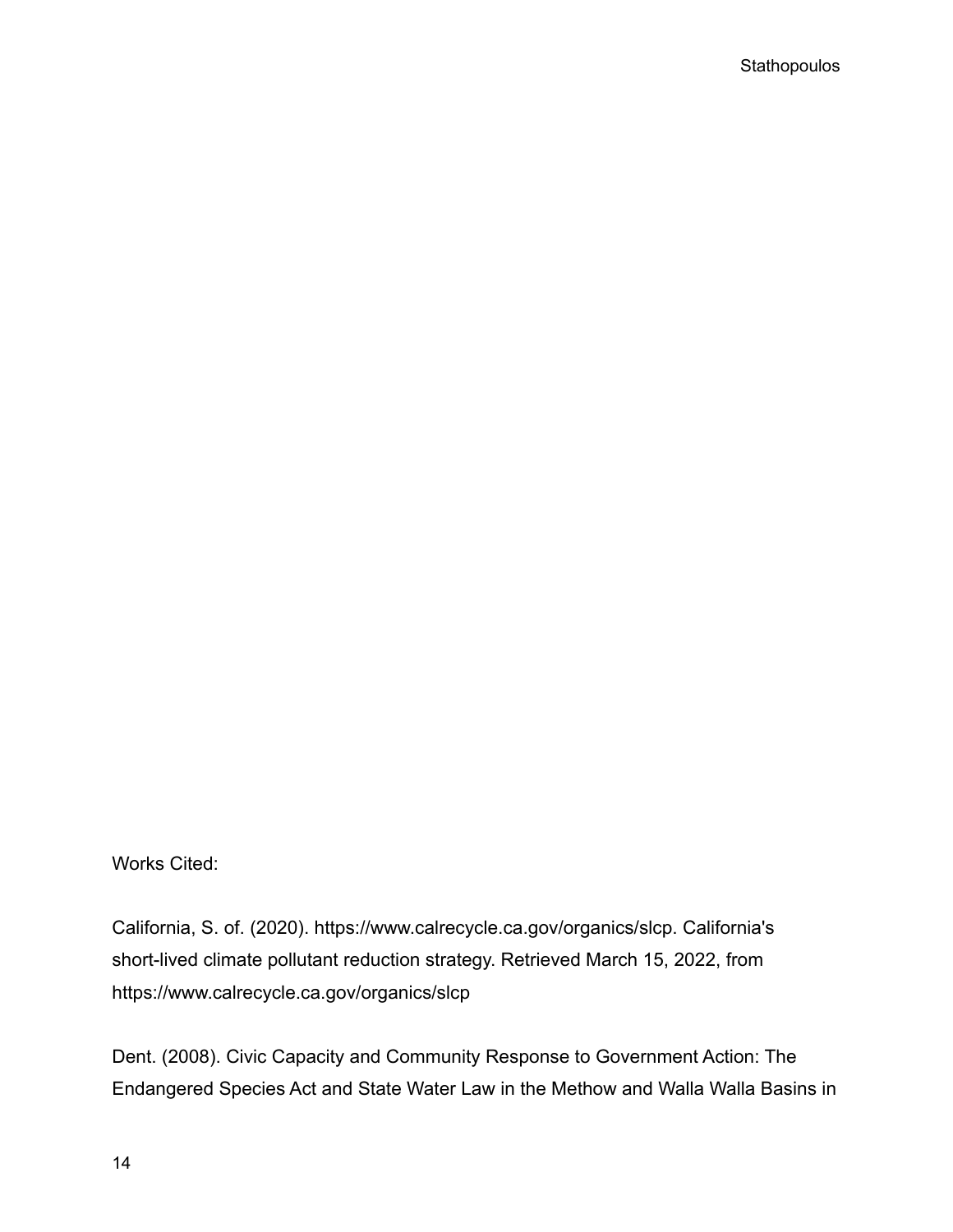Works Cited:

California, S. of. (2020). https://www.calrecycle.ca.gov/organics/slcp. California's short-lived climate pollutant reduction strategy. Retrieved March 15, 2022, from https://www.calrecycle.ca.gov/organics/slcp

Dent. (2008). Civic Capacity and Community Response to Government Action: The Endangered Species Act and State Water Law in the Methow and Walla Walla Basins in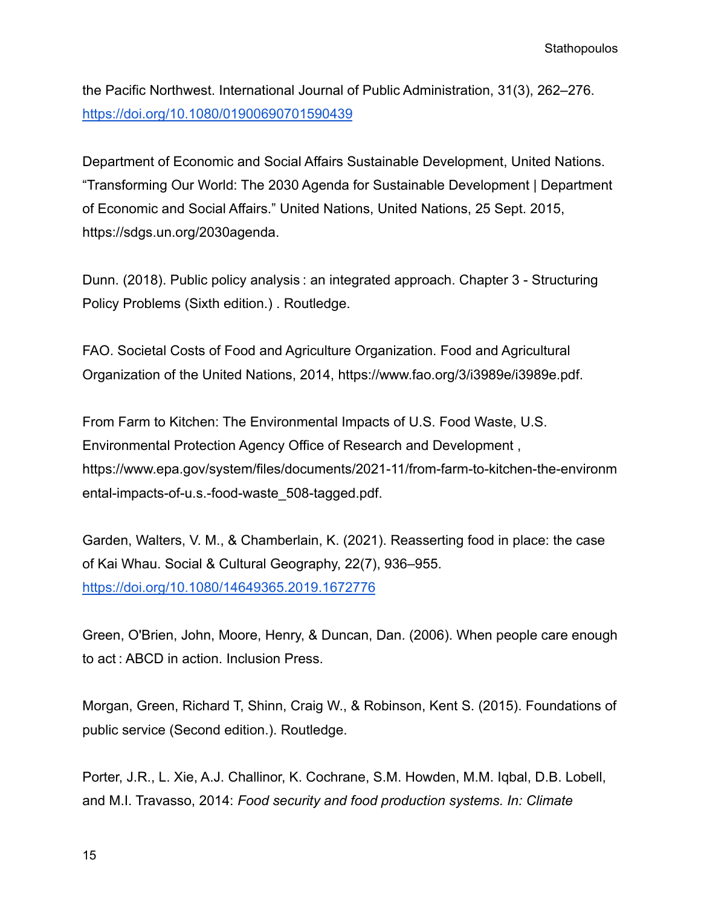the Pacific Northwest. International Journal of Public Administration, 31(3), 262–276. https://doi.org/10.1080/01900690701590439

Department of Economic and Social Affairs Sustainable Development, United Nations. "Transforming Our World: The 2030 Agenda for Sustainable Development | Department of Economic and Social Affairs." United Nations, United Nations, 25 Sept. 2015, https://sdgs.un.org/2030agenda.

Dunn. (2018). Public policy analysis : an integrated approach. Chapter 3 - Structuring Policy Problems (Sixth edition.) . Routledge.

FAO. Societal Costs of Food and Agriculture Organization. Food and Agricultural Organization of the United Nations, 2014, https://www.fao.org/3/i3989e/i3989e.pdf.

From Farm to Kitchen: The Environmental Impacts of U.S. Food Waste, U.S. Environmental Protection Agency Office of Research and Development , https://www.epa.gov/system/files/documents/2021-11/from-farm-to-kitchen-the-environmental-impacts-of-u.s.-food-waste_508-tagged.pdf.

Garden, Walters, V. M., & Chamberlain, K. (2021). Reasserting food in place: the case of Kai Whau. Social & Cultural Geography, 22(7), 936–955. https://doi.org/10.1080/14649365.2019.1672776

Green, O'Brien, John, Moore, Henry, & Duncan, Dan. (2006). When people care enough to act : ABCD in action. Inclusion Press.

Morgan, Green, Richard T, Shinn, Craig W., & Robinson, Kent S. (2015). Foundations of public service (Second edition.). Routledge.

Porter, J.R., L. Xie, A.J. Challinor, K. Cochrane, S.M. Howden, M.M. Iqbal, D.B. Lobell, and M.I. Travasso, 2014: *Food security and food production systems. In: Climate*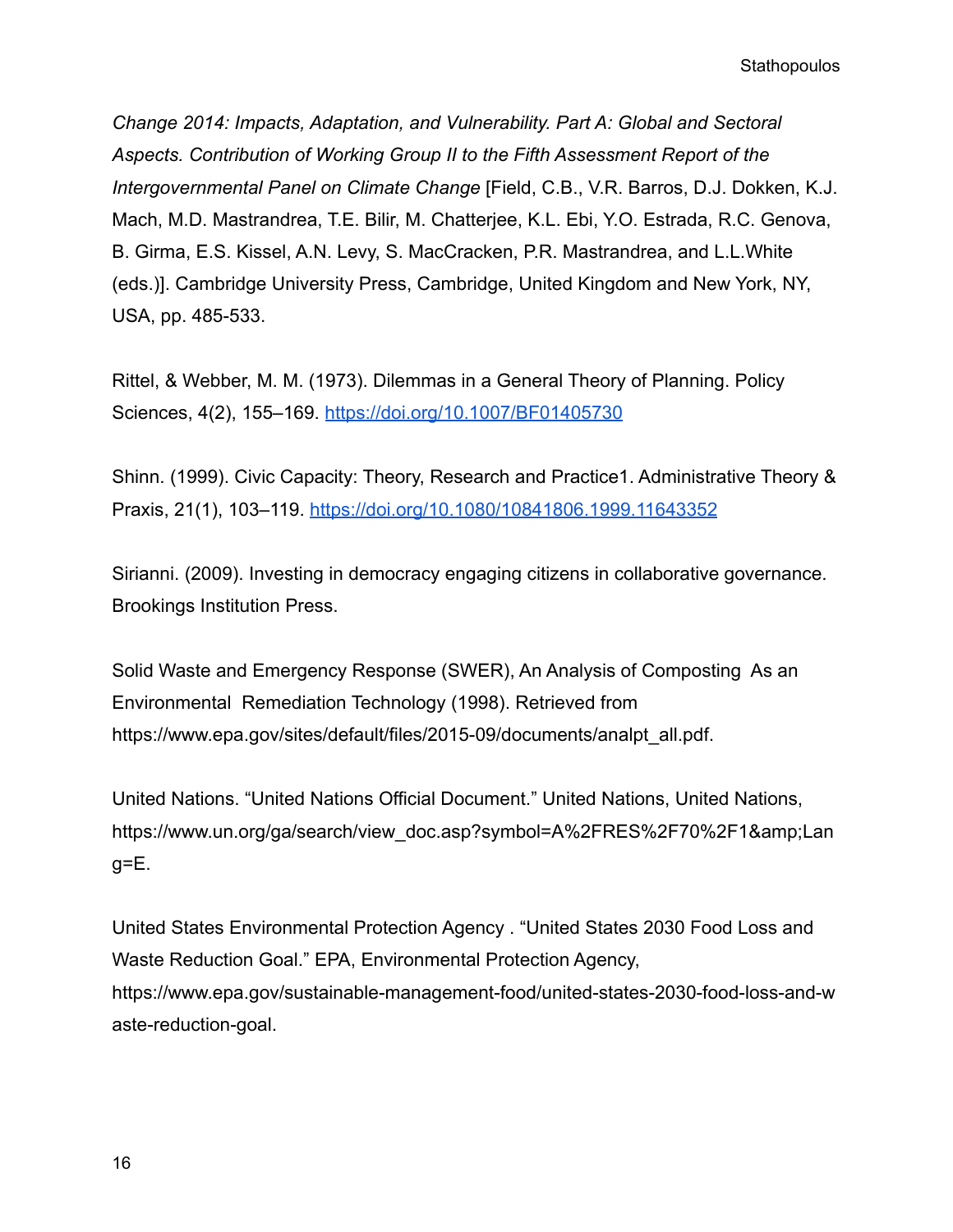*Change 2014: Impacts, Adaptation, and Vulnerability. Part A: Global and Sectoral Aspects. Contribution of Working Group II to the Fifth Assessment Report of the Intergovernmental Panel on Climate Change* [Field, C.B., V.R. Barros, D.J. Dokken, K.J. Mach, M.D. Mastrandrea, T.E. Bilir, M. Chatterjee, K.L. Ebi, Y.O. Estrada, R.C. Genova, B. Girma, E.S. Kissel, A.N. Levy, S. MacCracken, P.R. Mastrandrea, and L.L.White (eds.)]. Cambridge University Press, Cambridge, United Kingdom and New York, NY, USA, pp. 485-533.

Rittel, & Webber, M. M. (1973). Dilemmas in a General Theory of Planning. Policy Sciences, 4(2), 155–169. https://doi.org/10.1007/BF01405730

Shinn. (1999). Civic Capacity: Theory, Research and Practice1. Administrative Theory & Praxis, 21(1), 103–119. https://doi.org/10.1080/10841806.1999.11643352

Sirianni. (2009). Investing in democracy engaging citizens in collaborative governance. Brookings Institution Press.

Solid Waste and Emergency Response (SWER), An Analysis of Composting As an Environmental Remediation Technology (1998). Retrieved from https://www.epa.gov/sites/default/files/2015-09/documents/analpt_all.pdf.

United Nations. "United Nations Official Document." United Nations, United Nations, https://www.un.org/ga/search/view_doc.asp?symbol=A%2FRES%2F70%2F1&amp;Lang=E.

United States Environmental Protection Agency . "United States 2030 Food Loss and Waste Reduction Goal." EPA, Environmental Protection Agency, https://www.epa.gov/sustainable-management-food/united-states-2030-food-loss-and-waste-reduction-goal.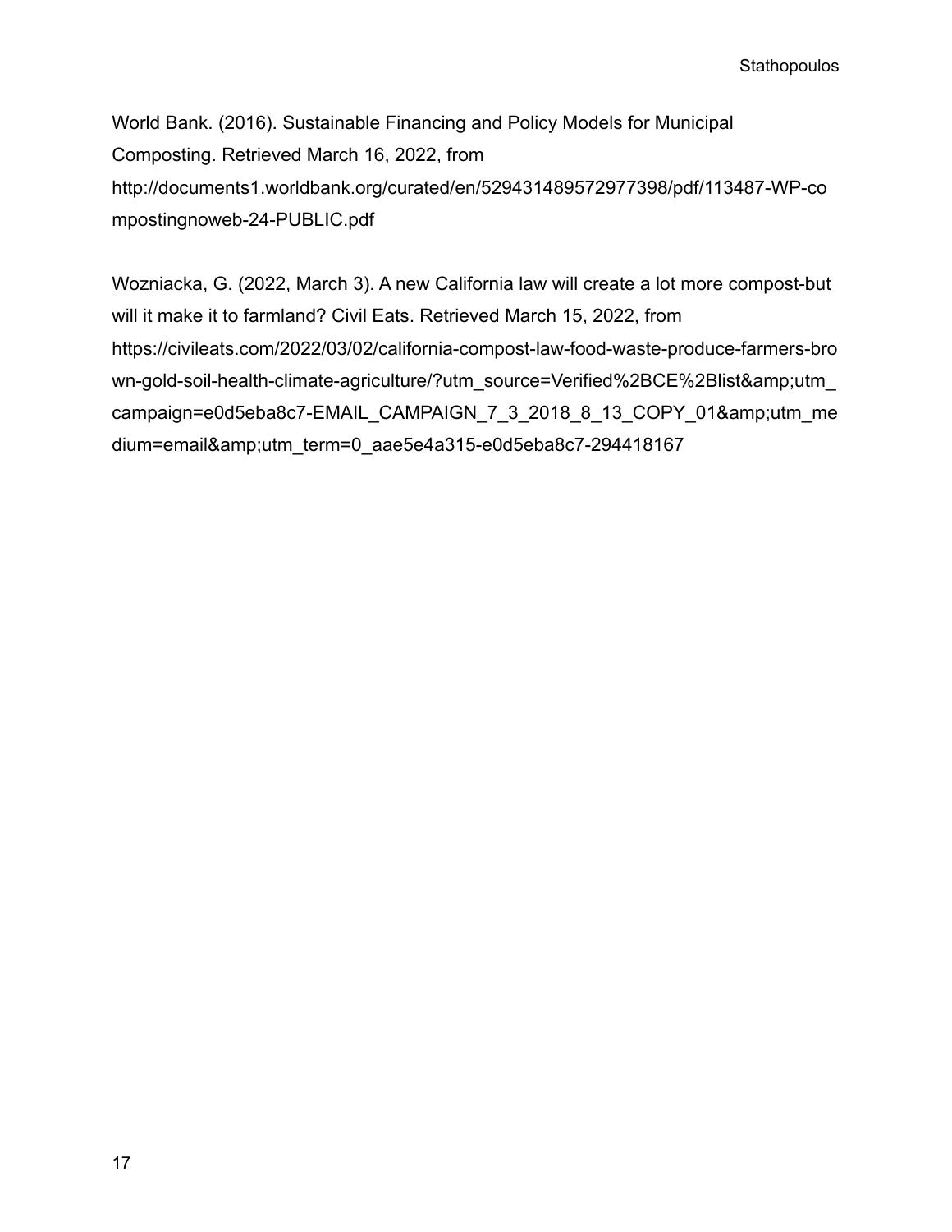World Bank. (2016). Sustainable Financing and Policy Models for Municipal Composting. Retrieved March 16, 2022, from http://documents1.worldbank.org/curated/en/529431489572977398/pdf/113487-WP-compostingnoweb-24-PUBLIC.pdf

Wozniacka, G. (2022, March 3). A new California law will create a lot more compost-but will it make it to farmland? Civil Eats. Retrieved March 15, 2022, from https://civileats.com/2022/03/02/california-compost-law-food-waste-produce-farmers-brown-gold-soil-health-climate-agriculture/?utm_source=Verified%2BCE%2Blist&amp;utm_campaign=e0d5eba8c7-EMAIL_CAMPAIGN_7_3_2018_8_13_COPY_01&amp;utm_medium=email&amp;utm_term=0_aae5e4a315-e0d5eba8c7-294418167